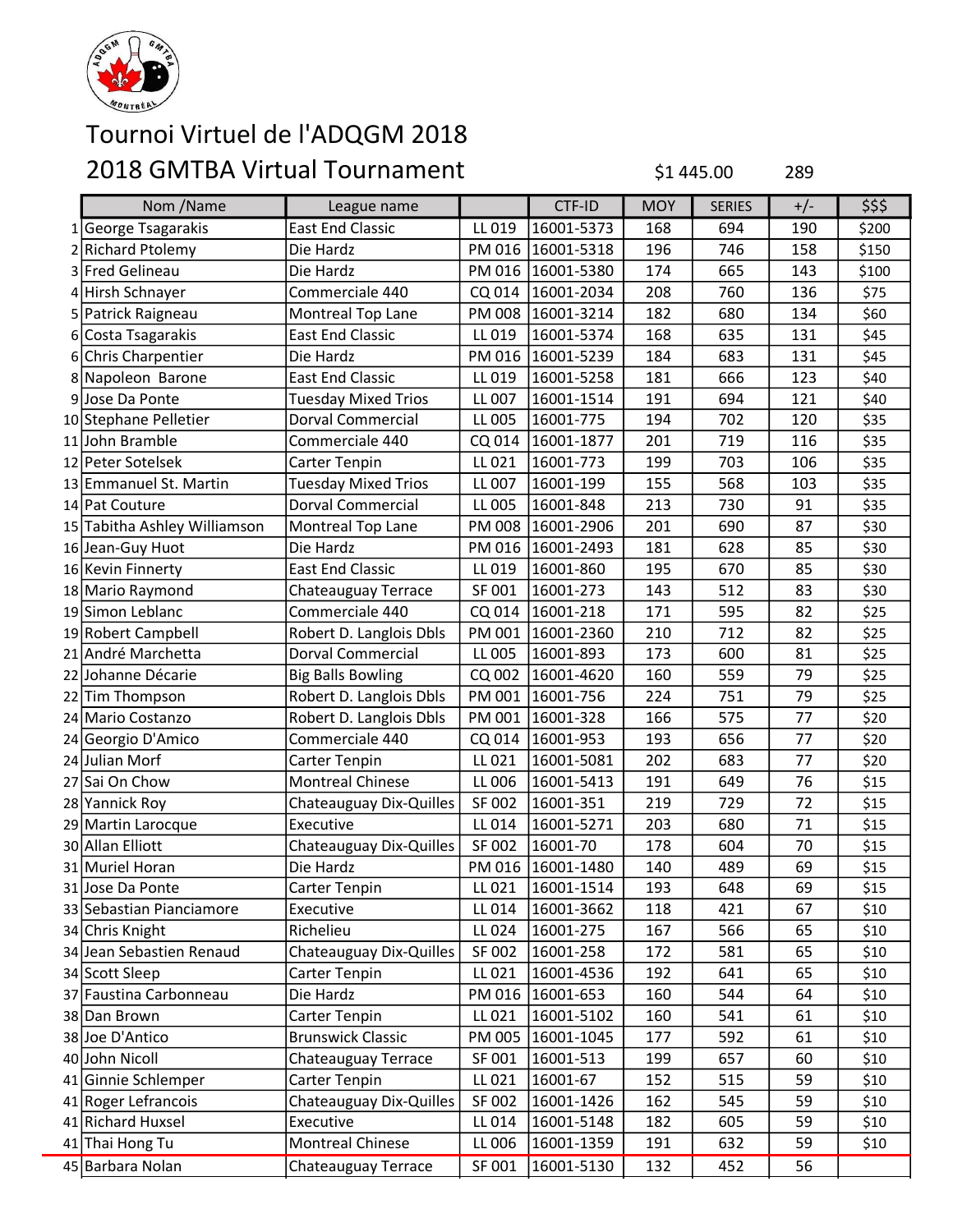# Tournoi Virtuel de l'ADQGM 2018

## 2018 GMTBA Virtual Tournament

$1 445.00 289

| | Nom /Name | League name | | CTF-ID | MOY | SERIES | +/- | $$$ |
|---|---|---|---|---|---|---|---|---|
| 1 | George Tsagarakis | East End Classic | LL 019 | 16001-5373 | 168 | 694 | 190 | $200 |
| 2 | Richard Ptolemy | Die Hardz | PM 016 | 16001-5318 | 196 | 746 | 158 | $150 |
| 3 | Fred Gelineau | Die Hardz | PM 016 | 16001-5380 | 174 | 665 | 143 | $100 |
| 4 | Hirsh Schnayer | Commerciale 440 | CQ 014 | 16001-2034 | 208 | 760 | 136 | $75 |
| 5 | Patrick Raigneau | Montreal Top Lane | PM 008 | 16001-3214 | 182 | 680 | 134 | $60 |
| 6 | Costa Tsagarakis | East End Classic | LL 019 | 16001-5374 | 168 | 635 | 131 | $45 |
| 6 | Chris Charpentier | Die Hardz | PM 016 | 16001-5239 | 184 | 683 | 131 | $45 |
| 8 | Napoleon Barone | East End Classic | LL 019 | 16001-5258 | 181 | 666 | 123 | $40 |
| 9 | Jose Da Ponte | Tuesday Mixed Trios | LL 007 | 16001-1514 | 191 | 694 | 121 | $40 |
| 10 | Stephane Pelletier | Dorval Commercial | LL 005 | 16001-775 | 194 | 702 | 120 | $35 |
| 11 | John Bramble | Commercial 440 | CQ 014 | 16001-1877 | 201 | 719 | 116 | $35 |
| 12 | Peter Sotelsek | Carter Tenpin | LL 021 | 16001-773 | 199 | 703 | 106 | $35 |
| 13 | Emmanuel St. Martin | Tuesday Mixed Trios | LL 007 | 16001-199 | 155 | 568 | 103 | $35 |
| 14 | Pat Couture | Dorval Commercial | LL 005 | 16001-848 | 213 | 730 | 91 | $35 |
| 15 | Tabitha Ashley Williamson | Montreal Top Lane | PM 008 | 16001-2906 | 201 | 690 | 87 | $30 |
| 16 | Jean-Guy Huot | Die Hardz | PM 016 | 16001-2493 | 181 | 628 | 85 | $30 |
| 16 | Kevin Finnerty | East End Classic | LL 019 | 16001-860 | 195 | 670 | 85 | $30 |
| 18 | Mario Raymond | Chateauguay Terrace | SF 001 | 16001-273 | 143 | 512 | 83 | $30 |
| 19 | Simon Leblanc | Commerciale 440 | CQ 014 | 16001-218 | 171 | 595 | 82 | $25 |
| 19 | Robert Campbell | Robert D. Langlois Dbls | PM 001 | 16001-2360 | 210 | 712 | 82 | $25 |
| 21 | André Marchetta | Dorval Commercial | LL 005 | 16001-893 | 173 | 600 | 81 | $25 |
| 22 | Johanne Décarie | Big Balls Bowling | CQ 002 | 16001-4620 | 160 | 559 | 79 | $25 |
| 22 | Tim Thompson | Robert D. Langlois Dbls | PM 001 | 16001-756 | 224 | 751 | 79 | $25 |
| 24 | Mario Costanzo | Robert D. Langlois Dbls | PM 001 | 16001-328 | 166 | 575 | 77 | $20 |
| 24 | Georgio D'Amico | Commercial 440 | CQ 014 | 16001-953 | 193 | 656 | 77 | $20 |
| 24 | Julian Morf | Carter Tenpin | LL 021 | 16001-5081 | 202 | 683 | 77 | $20 |
| 27 | Sai On Chow | Montreal Chinese | LL 006 | 16001-5413 | 191 | 649 | 76 | $15 |
| 28 | Yannick Roy | Chateauguay Dix-Quilles | SF 002 | 16001-351 | 219 | 729 | 72 | $15 |
| 29 | Martin Larocque | Executive | LL 014 | 16001-5271 | 203 | 680 | 71 | $15 |
| 30 | Allan Elliott | Chateauguay Dix-Quilles | SF 002 | 16001-70 | 178 | 604 | 70 | $15 |
| 31 | Muriel Horan | Die Hardz | PM 016 | 16001-1480 | 140 | 489 | 69 | $15 |
| 31 | Jose Da Ponte | Carter Tenpin | LL 021 | 16001-1514 | 193 | 648 | 69 | $15 |
| 33 | Sebastian Pianciamore | Executive | LL 014 | 16001-3662 | 118 | 421 | 67 | $10 |
| 34 | Chris Knight | Richelieu | LL 024 | 16001-275 | 167 | 566 | 65 | $10 |
| 34 | Jean Sebastien Renaud | Chateauguay Dix-Quilles | SF 002 | 16001-258 | 172 | 581 | 65 | $10 |
| 34 | Scott Sleep | Carter Tenpin | LL 021 | 16001-4536 | 192 | 641 | 65 | $10 |
| 37 | Faustina Carbonneau | Die Hardz | PM 016 | 16001-653 | 160 | 544 | 64 | $10 |
| 38 | Dan Brown | Carter Tenpin | LL 021 | 16001-5102 | 160 | 541 | 61 | $10 |
| 38 | Joe D'Antico | Brunswick Classic | PM 005 | 16001-1045 | 177 | 592 | 61 | $10 |
| 40 | John Nicoll | Chateauguay Terrace | SF 001 | 16001-513 | 199 | 657 | 60 | $10 |
| 41 | Ginnie Schlemper | Carter Tenpin | LL 021 | 16001-67 | 152 | 515 | 59 | $10 |
| 41 | Roger Lefrancois | Chateauguay Dix-Quilles | SF 002 | 16001-1426 | 162 | 545 | 59 | $10 |
| 41 | Richard Huxsel | Executive | LL 014 | 16001-5148 | 182 | 605 | 59 | $10 |
| 41 | Thai Hong Tu | Montreal Chinese | LL 006 | 16001-1359 | 191 | 632 | 59 | $10 |
| 45 | Barbara Nolan | Chateauguay Terrace | SF 001 | 16001-5130 | 132 | 452 | 56 | |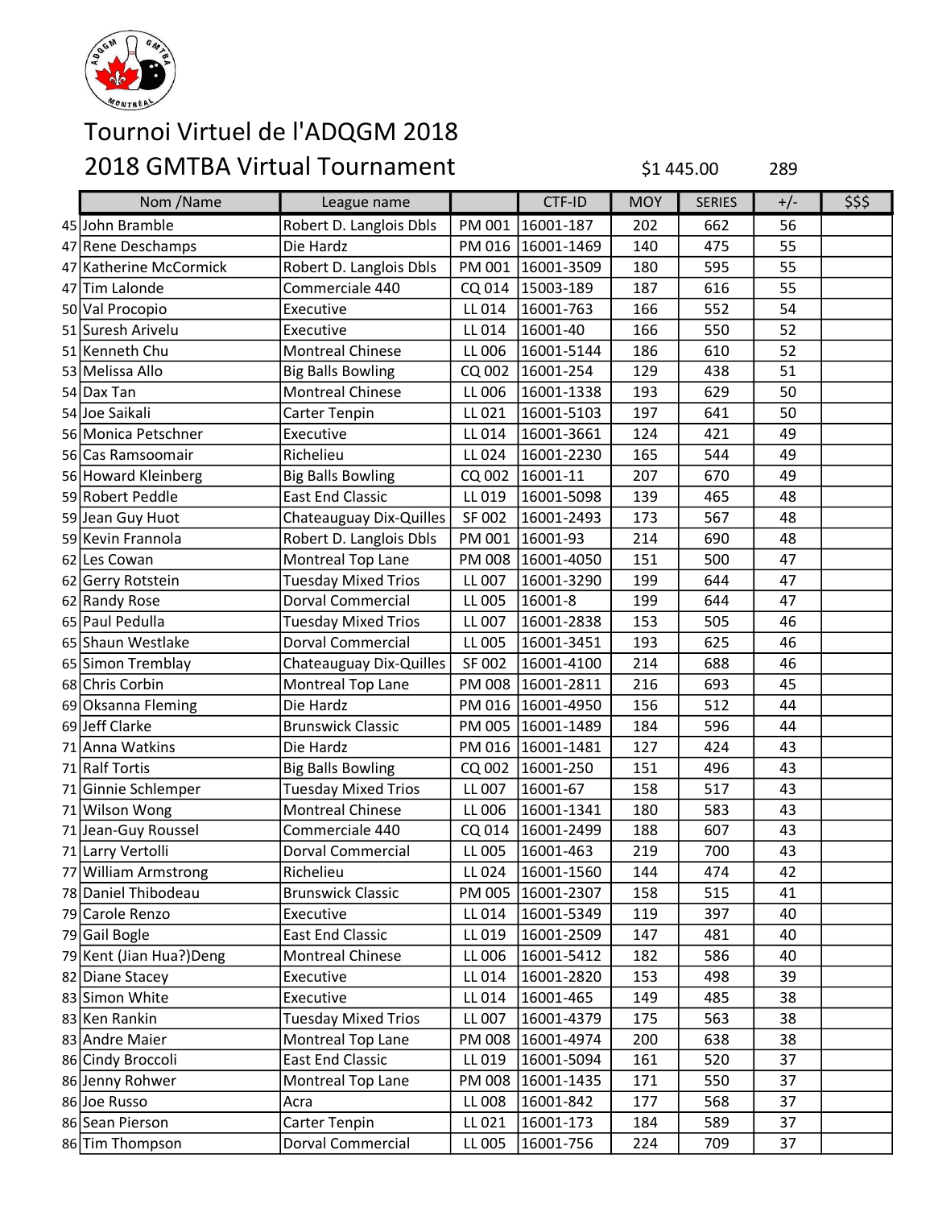# Tournoi Virtuel de l'ADQGM 2018

## 2018 GMTBA Virtual Tournament

$1 445.00 289

| | Nom /Name | League name | | CTF-ID | MOY | SERIES | +/- | $$$ |
|---|---|---|---|---|---|---|---|---|
| 45 | John Bramble | Robert D. Langlois Dbls | PM 001 | 16001-187 | 202 | 662 | 56 | |
| 47 | Rene Deschamps | Die Hardz | PM 016 | 16001-1469 | 140 | 475 | 55 | |
| 47 | Katherine McCormick | Robert D. Langlois Dbls | PM 001 | 16001-3509 | 180 | 595 | 55 | |
| 47 | Tim Lalonde | Commerciale 440 | CQ 014 | 15003-189 | 187 | 616 | 55 | |
| 50 | Val Procopio | Executive | LL 014 | 16001-763 | 166 | 552 | 54 | |
| 51 | Suresh Arivelu | Executive | LL 014 | 16001-40 | 166 | 550 | 52 | |
| 51 | Kenneth Chu | Montreal Chinese | LL 006 | 16001-5144 | 186 | 610 | 52 | |
| 53 | Melissa Allo | Big Balls Bowling | CQ 002 | 16001-254 | 129 | 438 | 51 | |
| 54 | Dax Tan | Montreal Chinese | LL 006 | 16001-1338 | 193 | 629 | 50 | |
| 54 | Joe Saikali | Carter Tenpin | LL 021 | 16001-5103 | 197 | 641 | 50 | |
| 56 | Monica Petschner | Executive | LL 014 | 16001-3661 | 124 | 421 | 49 | |
| 56 | Cas Ramsoomair | Richelieu | LL 024 | 16001-2230 | 165 | 544 | 49 | |
| 56 | Howard Kleinberg | Big Balls Bowling | CQ 002 | 16001-11 | 207 | 670 | 49 | |
| 59 | Robert Peddle | East End Classic | LL 019 | 16001-5098 | 139 | 465 | 48 | |
| 59 | Jean Guy Huot | Chateauguay Dix-Quilles | SF 002 | 16001-2493 | 173 | 567 | 48 | |
| 59 | Kevin Frannola | Robert D. Langlois Dbls | PM 001 | 16001-93 | 214 | 690 | 48 | |
| 62 | Les Cowan | Montreal Top Lane | PM 008 | 16001-4050 | 151 | 500 | 47 | |
| 62 | Gerry Rotstein | Tuesday Mixed Trios | LL 007 | 16001-3290 | 199 | 644 | 47 | |
| 62 | Randy Rose | Dorval Commercial | LL 005 | 16001-8 | 199 | 644 | 47 | |
| 65 | Paul Pedulla | Tuesday Mixed Trios | LL 007 | 16001-2838 | 153 | 505 | 46 | |
| 65 | Shaun Westlake | Dorval Commercial | LL 005 | 16001-3451 | 193 | 625 | 46 | |
| 65 | Simon Tremblay | Chateauguay Dix-Quilles | SF 002 | 16001-4100 | 214 | 688 | 46 | |
| 68 | Chris Corbin | Montreal Top Lane | PM 008 | 16001-2811 | 216 | 693 | 45 | |
| 69 | Oksanna Fleming | Die Hardz | PM 016 | 16001-4950 | 156 | 512 | 44 | |
| 69 | Jeff Clarke | Brunswick Classic | PM 005 | 16001-1489 | 184 | 596 | 44 | |
| 71 | Anna Watkins | Die Hardz | PM 016 | 16001-1481 | 127 | 424 | 43 | |
| 71 | Ralf Tortis | Big Balls Bowling | CQ 002 | 16001-250 | 151 | 496 | 43 | |
| 71 | Ginnie Schlemper | Tuesday Mixed Trios | LL 007 | 16001-67 | 158 | 517 | 43 | |
| 71 | Wilson Wong | Montreal Chinese | LL 006 | 16001-1341 | 180 | 583 | 43 | |
| 71 | Jean-Guy Roussel | Commerciale 440 | CQ 014 | 16001-2499 | 188 | 607 | 43 | |
| 71 | Larry Vertolli | Dorval Commercial | LL 005 | 16001-463 | 219 | 700 | 43 | |
| 77 | William Armstrong | Richelieu | LL 024 | 16001-1560 | 144 | 474 | 42 | |
| 78 | Daniel Thibodeau | Brunswick Classic | PM 005 | 16001-2307 | 158 | 515 | 41 | |
| 79 | Carole Renzo | Executive | LL 014 | 16001-5349 | 119 | 397 | 40 | |
| 79 | Gail Bogle | East End Classic | LL 019 | 16001-2509 | 147 | 481 | 40 | |
| 79 | Kent (Jian Hua?)Deng | Montreal Chinese | LL 006 | 16001-5412 | 182 | 586 | 40 | |
| 82 | Diane Stacey | Executive | LL 014 | 16001-2820 | 153 | 498 | 39 | |
| 83 | Simon White | Executive | LL 014 | 16001-465 | 149 | 485 | 38 | |
| 83 | Ken Rankin | Tuesday Mixed Trios | LL 007 | 16001-4379 | 175 | 563 | 38 | |
| 83 | Andre Maier | Montreal Top Lane | PM 008 | 16001-4974 | 200 | 638 | 38 | |
| 86 | Cindy Broccoli | East End Classic | LL 019 | 16001-5094 | 161 | 520 | 37 | |
| 86 | Jenny Rohwer | Montreal Top Lane | PM 008 | 16001-1435 | 171 | 550 | 37 | |
| 86 | Joe Russo | Acra | LL 008 | 16001-842 | 177 | 568 | 37 | |
| 86 | Sean Pierson | Carter Tenpin | LL 021 | 16001-173 | 184 | 589 | 37 | |
| 86 | Tim Thompson | Dorval Commercial | LL 005 | 16001-756 | 224 | 709 | 37 | |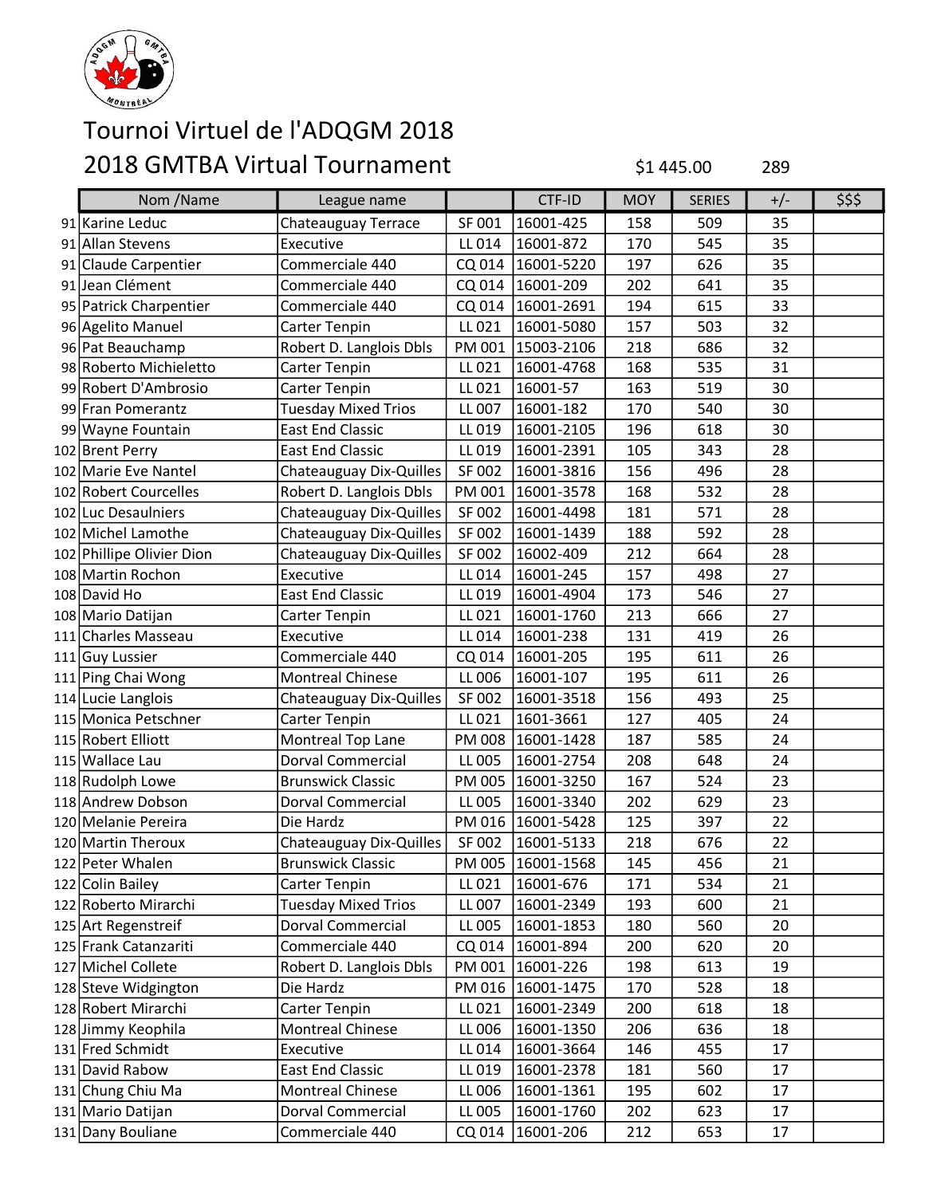# Tournoi Virtuel de l'ADQGM 2018

## 2018 GMTBA Virtual Tournament

$1 445.00 289

| | Nom /Name | League name | | CTF-ID | MOY | SERIES | +/- | $$$ |
|---|---|---|---|---|---|---|---|---|
| 91 | Karine Leduc | Chateauguay Terrace | SF 001 | 16001-425 | 158 | 509 | 35 | |
| 91 | Allan Stevens | Executive | LL 014 | 16001-872 | 170 | 545 | 35 | |
| 91 | Claude Carpentier | Commerciale 440 | CQ 014 | 16001-5220 | 197 | 626 | 35 | |
| 91 | Jean Clément | Commerciale 440 | CQ 014 | 16001-209 | 202 | 641 | 35 | |
| 95 | Patrick Charpentier | Commerciale 440 | CQ 014 | 16001-2691 | 194 | 615 | 33 | |
| 96 | Agelito Manuel | Carter Tenpin | LL 021 | 16001-5080 | 157 | 503 | 32 | |
| 96 | Pat Beauchamp | Robert D. Langlois Dbls | PM 001 | 15003-2106 | 218 | 686 | 32 | |
| 98 | Roberto Michieletto | Carter Tenpin | LL 021 | 16001-4768 | 168 | 535 | 31 | |
| 99 | Robert D'Ambrosio | Carter Tenpin | LL 021 | 16001-57 | 163 | 519 | 30 | |
| 99 | Fran Pomerantz | Tuesday Mixed Trios | LL 007 | 16001-182 | 170 | 540 | 30 | |
| 99 | Wayne Fountain | East End Classic | LL 019 | 16001-2105 | 196 | 618 | 30 | |
| 102 | Brent Perry | East End Classic | LL 019 | 16001-2391 | 105 | 343 | 28 | |
| 102 | Marie Eve Nantel | Chateauguay Dix-Quilles | SF 002 | 16001-3816 | 156 | 496 | 28 | |
| 102 | Robert Courcelles | Robert D. Langlois Dbls | PM 001 | 16001-3578 | 168 | 532 | 28 | |
| 102 | Luc Desaulniers | Chateauguay Dix-Quilles | SF 002 | 16001-4498 | 181 | 571 | 28 | |
| 102 | Michel Lamothe | Chateauguay Dix-Quilles | SF 002 | 16001-1439 | 188 | 592 | 28 | |
| 102 | Phillipe Olivier Dion | Chateauguay Dix-Quilles | SF 002 | 16002-409 | 212 | 664 | 28 | |
| 108 | Martin Rochon | Executive | LL 014 | 16001-245 | 157 | 498 | 27 | |
| 108 | David Ho | East End Classic | LL 019 | 16001-4904 | 173 | 546 | 27 | |
| 108 | Mario Datijan | Carter Tenpin | LL 021 | 16001-1760 | 213 | 666 | 27 | |
| 111 | Charles Masseau | Executive | LL 014 | 16001-238 | 131 | 419 | 26 | |
| 111 | Guy Lussier | Commerciale 440 | CQ 014 | 16001-205 | 195 | 611 | 26 | |
| 111 | Ping Chai Wong | Montreal Chinese | LL 006 | 16001-107 | 195 | 611 | 26 | |
| 114 | Lucie Langlois | Chateauguay Dix-Quilles | SF 002 | 16001-3518 | 156 | 493 | 25 | |
| 115 | Monica Petschner | Carter Tenpin | LL 021 | 1601-3661 | 127 | 405 | 24 | |
| 115 | Robert Elliott | Montreal Top Lane | PM 008 | 16001-1428 | 187 | 585 | 24 | |
| 115 | Wallace Lau | Dorval Commercial | LL 005 | 16001-2754 | 208 | 648 | 24 | |
| 118 | Rudolph Lowe | Brunswick Classic | PM 005 | 16001-3250 | 167 | 524 | 23 | |
| 118 | Andrew Dobson | Dorval Commercial | LL 005 | 16001-3340 | 202 | 629 | 23 | |
| 120 | Melanie Pereira | Die Hardz | PM 016 | 16001-5428 | 125 | 397 | 22 | |
| 120 | Martin Theroux | Chateauguay Dix-Quilles | SF 002 | 16001-5133 | 218 | 676 | 22 | |
| 122 | Peter Whalen | Brunswick Classic | PM 005 | 16001-1568 | 145 | 456 | 21 | |
| 122 | Colin Bailey | Carter Tenpin | LL 021 | 16001-676 | 171 | 534 | 21 | |
| 122 | Roberto Mirarchi | Tuesday Mixed Trios | LL 007 | 16001-2349 | 193 | 600 | 21 | |
| 125 | Art Regenstreif | Dorval Commercial | LL 005 | 16001-1853 | 180 | 560 | 20 | |
| 125 | Frank Catanzariti | Commerciale 440 | CQ 014 | 16001-894 | 200 | 620 | 20 | |
| 127 | Michel Collete | Robert D. Langlois Dbls | PM 001 | 16001-226 | 198 | 613 | 19 | |
| 128 | Steve Widgington | Die Hardz | PM 016 | 16001-1475 | 170 | 528 | 18 | |
| 128 | Robert Mirarchi | Carter Tenpin | LL 021 | 16001-2349 | 200 | 618 | 18 | |
| 128 | Jimmy Keophila | Montreal Chinese | LL 006 | 16001-1350 | 206 | 636 | 18 | |
| 131 | Fred Schmidt | Executive | LL 014 | 16001-3664 | 146 | 455 | 17 | |
| 131 | David Rabow | East End Classic | LL 019 | 16001-2378 | 181 | 560 | 17 | |
| 131 | Chung Chiu Ma | Montreal Chinese | LL 006 | 16001-1361 | 195 | 602 | 17 | |
| 131 | Mario Datijan | Dorval Commercial | LL 005 | 16001-1760 | 202 | 623 | 17 | |
| 131 | Dany Bouliane | Commerciale 440 | CQ 014 | 16001-206 | 212 | 653 | 17 | |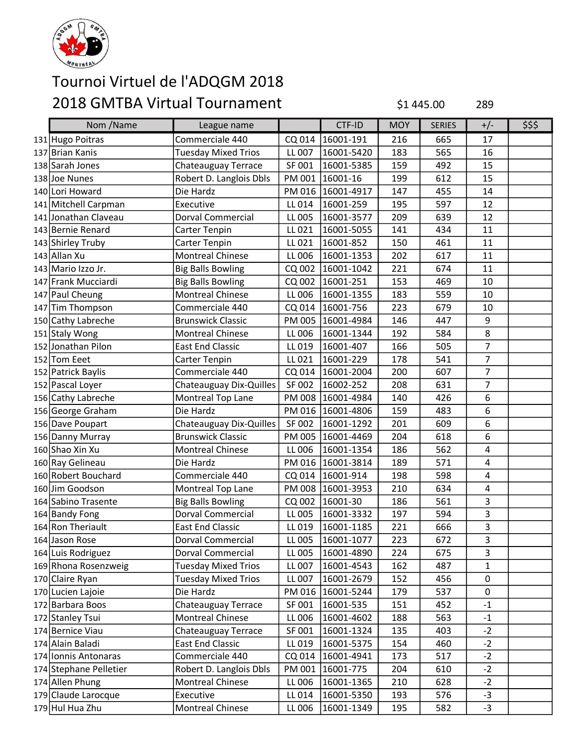# Tournoi Virtuel de l'ADQGM 2018

# 2018 GMTBA Virtual Tournament

$1 445.00 289

| | Nom /Name | League name | | CTF-ID | MOY | SERIES | +/- | $$$ |
|---|---|---|---|---|---|---|---|---|
| 131 | Hugo Poitras | Commercial 440 | CQ 014 | 16001-191 | 216 | 665 | 17 | |
| 137 | Brian Kanis | Tuesday Mixed Trios | LL 007 | 16001-5420 | 183 | 565 | 16 | |
| 138 | Sarah Jones | Chateauguay Terrace | SF 001 | 16001-5385 | 159 | 492 | 15 | |
| 138 | Joe Nunes | Robert D. Langlois Dbls | PM 001 | 16001-16 | 199 | 612 | 15 | |
| 140 | Lori Howard | Die Hardz | PM 016 | 16001-4917 | 147 | 455 | 14 | |
| 141 | Mitchell Carpman | Executive | LL 014 | 16001-259 | 195 | 597 | 12 | |
| 141 | Jonathan Claveau | Dorval Commercial | LL 005 | 16001-3577 | 209 | 639 | 12 | |
| 143 | Bernie Renard | Carter Tenpin | LL 021 | 16001-5055 | 141 | 434 | 11 | |
| 143 | Shirley Truby | Carter Tenpin | LL 021 | 16001-852 | 150 | 461 | 11 | |
| 143 | Allan Xu | Montreal Chinese | LL 006 | 16001-1353 | 202 | 617 | 11 | |
| 143 | Mario Izzo Jr. | Big Balls Bowling | CQ 002 | 16001-1042 | 221 | 674 | 11 | |
| 147 | Frank Mucciardi | Big Balls Bowling | CQ 002 | 16001-251 | 153 | 469 | 10 | |
| 147 | Paul Cheung | Montreal Chinese | LL 006 | 16001-1355 | 183 | 559 | 10 | |
| 147 | Tim Thompson | Commercial 440 | CQ 014 | 16001-756 | 223 | 679 | 10 | |
| 150 | Cathy Labreche | Brunswick Classic | PM 005 | 16001-4984 | 146 | 447 | 9 | |
| 151 | Staly Wong | Montreal Chinese | LL 006 | 16001-1344 | 192 | 584 | 8 | |
| 152 | Jonathan Pilon | East End Classic | LL 019 | 16001-407 | 166 | 505 | 7 | |
| 152 | Tom Eeet | Carter Tenpin | LL 021 | 16001-229 | 178 | 541 | 7 | |
| 152 | Patrick Baylis | Commercial 440 | CQ 014 | 16001-2004 | 200 | 607 | 7 | |
| 152 | Pascal Loyer | Chateauguay Dix-Quilles | SF 002 | 16002-252 | 208 | 631 | 7 | |
| 156 | Cathy Labreche | Montreal Top Lane | PM 008 | 16001-4984 | 140 | 426 | 6 | |
| 156 | George Graham | Die Hardz | PM 016 | 16001-4806 | 159 | 483 | 6 | |
| 156 | Dave Poupart | Chateauguay Dix-Quilles | SF 002 | 16001-1292 | 201 | 609 | 6 | |
| 156 | Danny Murray | Brunswick Classic | PM 005 | 16001-4469 | 204 | 618 | 6 | |
| 160 | Shao Xin Xu | Montreal Chinese | LL 006 | 16001-1354 | 186 | 562 | 4 | |
| 160 | Ray Gelineau | Die Hardz | PM 016 | 16001-3814 | 189 | 571 | 4 | |
| 160 | Robert Bouchard | Commercial 440 | CQ 014 | 16001-914 | 198 | 598 | 4 | |
| 160 | Jim Goodson | Montreal Top Lane | PM 008 | 16001-3953 | 210 | 634 | 4 | |
| 164 | Sabino Trasente | Big Balls Bowling | CQ 002 | 16001-30 | 186 | 561 | 3 | |
| 164 | Bandy Fong | Dorval Commercial | LL 005 | 16001-3332 | 197 | 594 | 3 | |
| 164 | Ron Theriault | East End Classic | LL 019 | 16001-1185 | 221 | 666 | 3 | |
| 164 | Jason Rose | Dorval Commercial | LL 005 | 16001-1077 | 223 | 672 | 3 | |
| 164 | Luis Rodriguez | Dorval Commercial | LL 005 | 16001-4890 | 224 | 675 | 3 | |
| 169 | Rhona Rosenzweig | Tuesday Mixed Trios | LL 007 | 16001-4543 | 162 | 487 | 1 | |
| 170 | Claire Ryan | Tuesday Mixed Trios | LL 007 | 16001-2679 | 152 | 456 | 0 | |
| 170 | Lucien Lajoie | Die Hardz | PM 016 | 16001-5244 | 179 | 537 | 0 | |
| 172 | Barbara Boos | Chateauguay Terrace | SF 001 | 16001-535 | 151 | 452 | -1 | |
| 172 | Stanley Tsui | Montreal Chinese | LL 006 | 16001-4602 | 188 | 563 | -1 | |
| 174 | Bernice Viau | Chateauguay Terrace | SF 001 | 16001-1324 | 135 | 403 | -2 | |
| 174 | Alain Baladi | East End Classic | LL 019 | 16001-5375 | 154 | 460 | -2 | |
| 174 | Ionnis Antonaras | Commercial 440 | CQ 014 | 16001-4941 | 173 | 517 | -2 | |
| 174 | Stephane Pelletier | Robert D. Langlois Dbls | PM 001 | 16001-775 | 204 | 610 | -2 | |
| 174 | Allen Phung | Montreal Chinese | LL 006 | 16001-1365 | 210 | 628 | -2 | |
| 179 | Claude Larocque | Executive | LL 014 | 16001-5350 | 193 | 576 | -3 | |
| 179 | Hul Hua Zhu | Montreal Chinese | LL 006 | 16001-1349 | 195 | 582 | -3 | |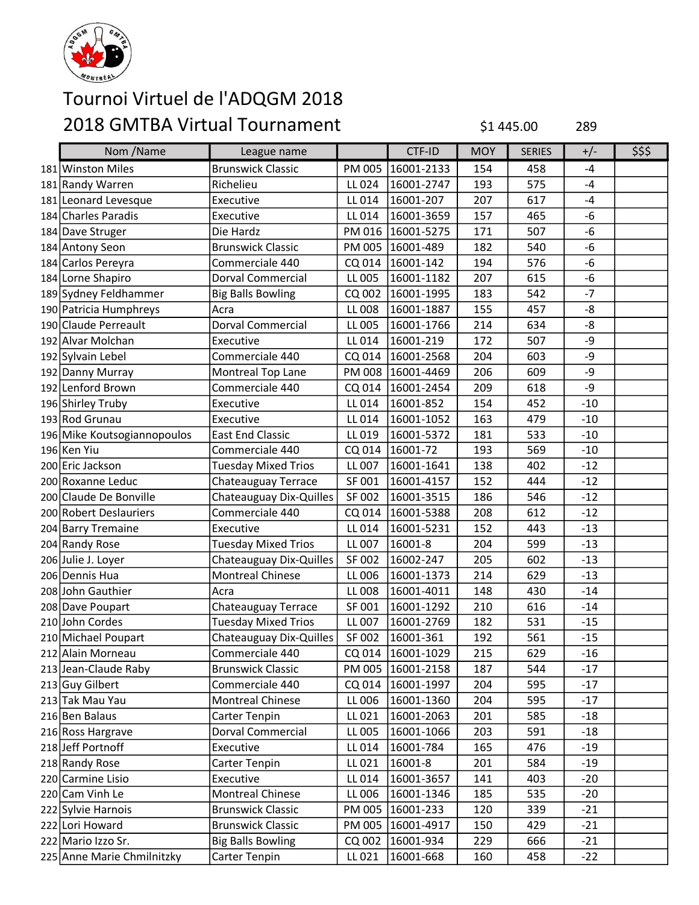# Tournoi Virtuel de l'ADQGM 2018

## 2018 GMTBA Virtual Tournament

$1 445.00 289

| | Nom /Name | League name | | CTF-ID | MOY | SERIES | +/- | $$$ |
|---|---|---|---|---|---|---|---|---|
| 181 | Winston Miles | Brunswick Classic | PM 005 | 16001-2133 | 154 | 458 | -4 | |
| 181 | Randy Warren | Richelieu | LL 024 | 16001-2747 | 193 | 575 | -4 | |
| 181 | Leonard Levesque | Executive | LL 014 | 16001-207 | 207 | 617 | -4 | |
| 184 | Charles Paradis | Executive | LL 014 | 16001-3659 | 157 | 465 | -6 | |
| 184 | Dave Struger | Die Hardz | PM 016 | 16001-5275 | 171 | 507 | -6 | |
| 184 | Antony Seon | Brunswick Classic | PM 005 | 16001-489 | 182 | 540 | -6 | |
| 184 | Carlos Pereyra | Commerciale 440 | CQ 014 | 16001-142 | 194 | 576 | -6 | |
| 184 | Lorne Shapiro | Dorval Commercial | LL 005 | 16001-1182 | 207 | 615 | -6 | |
| 189 | Sydney Feldhammer | Big Balls Bowling | CQ 002 | 16001-1995 | 183 | 542 | -7 | |
| 190 | Patricia Humphreys | Acra | LL 008 | 16001-1887 | 155 | 457 | -8 | |
| 190 | Claude Perreault | Dorval Commercial | LL 005 | 16001-1766 | 214 | 634 | -8 | |
| 192 | Alvar Molchan | Executive | LL 014 | 16001-219 | 172 | 507 | -9 | |
| 192 | Sylvain Lebel | Commerciale 440 | CQ 014 | 16001-2568 | 204 | 603 | -9 | |
| 192 | Danny Murray | Montreal Top Lane | PM 008 | 16001-4469 | 206 | 609 | -9 | |
| 192 | Lenford Brown | Commerciale 440 | CQ 014 | 16001-2454 | 209 | 618 | -9 | |
| 196 | Shirley Truby | Executive | LL 014 | 16001-852 | 154 | 452 | -10 | |
| 193 | Rod Grunau | Executive | LL 014 | 16001-1052 | 163 | 479 | -10 | |
| 196 | Mike Koutsogiannopoulos | East End Classic | LL 019 | 16001-5372 | 181 | 533 | -10 | |
| 196 | Ken Yiu | Commerciale 440 | CQ 014 | 16001-72 | 193 | 569 | -10 | |
| 200 | Eric Jackson | Tuesday Mixed Trios | LL 007 | 16001-1641 | 138 | 402 | -12 | |
| 200 | Roxanne Leduc | Chateauguay Terrace | SF 001 | 16001-4157 | 152 | 444 | -12 | |
| 200 | Claude De Bonville | Chateauguay Dix-Quilles | SF 002 | 16001-3515 | 186 | 546 | -12 | |
| 200 | Robert Deslauriers | Commerciale 440 | CQ 014 | 16001-5388 | 208 | 612 | -12 | |
| 204 | Barry Tremaine | Executive | LL 014 | 16001-5231 | 152 | 443 | -13 | |
| 204 | Randy Rose | Tuesday Mixed Trios | LL 007 | 16001-8 | 204 | 599 | -13 | |
| 206 | Julie J. Loyer | Chateauguay Dix-Quilles | SF 002 | 16002-247 | 205 | 602 | -13 | |
| 206 | Dennis Hua | Montreal Chinese | LL 006 | 16001-1373 | 214 | 629 | -13 | |
| 208 | John Gauthier | Acra | LL 008 | 16001-4011 | 148 | 430 | -14 | |
| 208 | Dave Poupart | Chateauguay Terrace | SF 001 | 16001-1292 | 210 | 616 | -14 | |
| 210 | John Cordes | Tuesday Mixed Trios | LL 007 | 16001-2769 | 182 | 531 | -15 | |
| 210 | Michael Poupart | Chateauguay Dix-Quilles | SF 002 | 16001-361 | 192 | 561 | -15 | |
| 212 | Alain Morneau | Commerciale 440 | CQ 014 | 16001-1029 | 215 | 629 | -16 | |
| 213 | Jean-Claude Raby | Brunswick Classic | PM 005 | 16001-2158 | 187 | 544 | -17 | |
| 213 | Guy Gilbert | Commerciale 440 | CQ 014 | 16001-1997 | 204 | 595 | -17 | |
| 213 | Tak Mau Yau | Montreal Chinese | LL 006 | 16001-1360 | 204 | 595 | -17 | |
| 216 | Ben Balaus | Carter Tenpin | LL 021 | 16001-2063 | 201 | 585 | -18 | |
| 216 | Ross Hargrave | Dorval Commercial | LL 005 | 16001-1066 | 203 | 591 | -18 | |
| 218 | Jeff Portnoff | Executive | LL 014 | 16001-784 | 165 | 476 | -19 | |
| 218 | Randy Rose | Carter Tenpin | LL 021 | 16001-8 | 201 | 584 | -19 | |
| 220 | Carmine Lisio | Executive | LL 014 | 16001-3657 | 141 | 403 | -20 | |
| 220 | Cam Vinh Le | Montreal Chinese | LL 006 | 16001-1346 | 185 | 535 | -20 | |
| 222 | Sylvie Harnois | Brunswick Classic | PM 005 | 16001-233 | 120 | 339 | -21 | |
| 222 | Lori Howard | Brunswick Classic | PM 005 | 16001-4917 | 150 | 429 | -21 | |
| 222 | Mario Izzo Sr. | Big Balls Bowling | CQ 002 | 16001-934 | 229 | 666 | -21 | |
| 225 | Anne Marie Chmilnitzky | Carter Tenpin | LL 021 | 16001-668 | 160 | 458 | -22 | |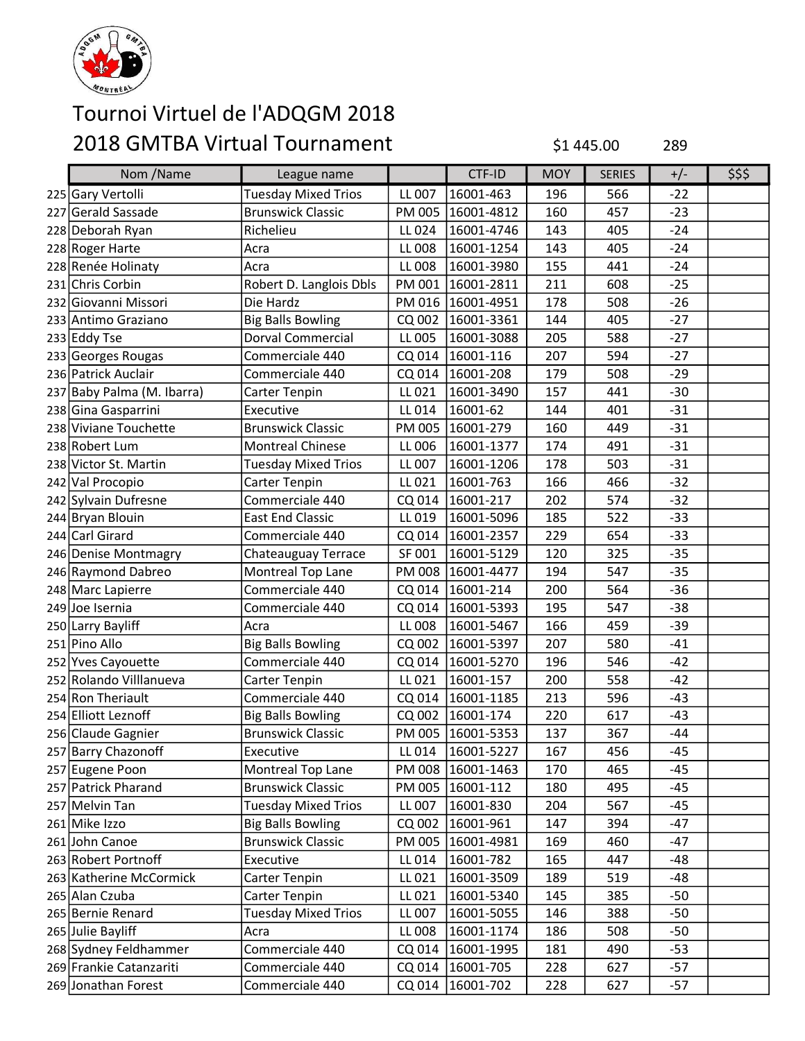# Tournoi Virtuel de l'ADQGM 2018

# 2018 GMTBA Virtual Tournament

$1 445.00 289

| | Nom /Name | League name | | CTF-ID | MOY | SERIES | +/- | $$$ |
|---|---|---|---|---|---|---|---|---|
| 225 | Gary Vertolli | Tuesday Mixed Trios | LL 007 | 16001-463 | 196 | 566 | -22 | |
| 227 | Gerald Sassade | Brunswick Classic | PM 005 | 16001-4812 | 160 | 457 | -23 | |
| 228 | Deborah Ryan | Richelieu | LL 024 | 16001-4746 | 143 | 405 | -24 | |
| 228 | Roger Harte | Acra | LL 008 | 16001-1254 | 143 | 405 | -24 | |
| 228 | Renée Holinaty | Acra | LL 008 | 16001-3980 | 155 | 441 | -24 | |
| 231 | Chris Corbin | Robert D. Langlois Dbls | PM 001 | 16001-2811 | 211 | 608 | -25 | |
| 232 | Giovanni Missori | Die Hardz | PM 016 | 16001-4951 | 178 | 508 | -26 | |
| 233 | Antimo Graziano | Big Balls Bowling | CQ 002 | 16001-3361 | 144 | 405 | -27 | |
| 233 | Eddy Tse | Dorval Commercial | LL 005 | 16001-3088 | 205 | 588 | -27 | |
| 233 | Georges Rougas | Commerciale 440 | CQ 014 | 16001-116 | 207 | 594 | -27 | |
| 236 | Patrick Auclair | Commerciale 440 | CQ 014 | 16001-208 | 179 | 508 | -29 | |
| 237 | Baby Palma (M. Ibarra) | Carter Tenpin | LL 021 | 16001-3490 | 157 | 441 | -30 | |
| 238 | Gina Gasparrini | Executive | LL 014 | 16001-62 | 144 | 401 | -31 | |
| 238 | Viviane Touchette | Brunswick Classic | PM 005 | 16001-279 | 160 | 449 | -31 | |
| 238 | Robert Lum | Montreal Chinese | LL 006 | 16001-1377 | 174 | 491 | -31 | |
| 238 | Victor St. Martin | Tuesday Mixed Trios | LL 007 | 16001-1206 | 178 | 503 | -31 | |
| 242 | Val Procopio | Carter Tenpin | LL 021 | 16001-763 | 166 | 466 | -32 | |
| 242 | Sylvain Dufresne | Commerciale 440 | CQ 014 | 16001-217 | 202 | 574 | -32 | |
| 244 | Bryan Blouin | East End Classic | LL 019 | 16001-5096 | 185 | 522 | -33 | |
| 244 | Carl Girard | Commerciale 440 | CQ 014 | 16001-2357 | 229 | 654 | -33 | |
| 246 | Denise Montmagry | Chateauguay Terrace | SF 001 | 16001-5129 | 120 | 325 | -35 | |
| 246 | Raymond Dabreo | Montreal Top Lane | PM 008 | 16001-4477 | 194 | 547 | -35 | |
| 248 | Marc Lapierre | Commerciale 440 | CQ 014 | 16001-214 | 200 | 564 | -36 | |
| 249 | Joe Isernia | Commerciale 440 | CQ 014 | 16001-5393 | 195 | 547 | -38 | |
| 250 | Larry Bayliff | Acra | LL 008 | 16001-5467 | 166 | 459 | -39 | |
| 251 | Pino Allo | Big Balls Bowling | CQ 002 | 16001-5397 | 207 | 580 | -41 | |
| 252 | Yves Cayouette | Commerciale 440 | CQ 014 | 16001-5270 | 196 | 546 | -42 | |
| 252 | Rolando Villlanueva | Carter Tenpin | LL 021 | 16001-157 | 200 | 558 | -42 | |
| 254 | Ron Theriault | Commerciale 440 | CQ 014 | 16001-1185 | 213 | 596 | -43 | |
| 254 | Elliott Leznoff | Big Balls Bowling | CQ 002 | 16001-174 | 220 | 617 | -43 | |
| 256 | Claude Gagnier | Brunswick Classic | PM 005 | 16001-5353 | 137 | 367 | -44 | |
| 257 | Barry Chazonoff | Executive | LL 014 | 16001-5227 | 167 | 456 | -45 | |
| 257 | Eugene Poon | Montreal Top Lane | PM 008 | 16001-1463 | 170 | 465 | -45 | |
| 257 | Patrick Pharand | Brunswick Classic | PM 005 | 16001-112 | 180 | 495 | -45 | |
| 257 | Melvin Tan | Tuesday Mixed Trios | LL 007 | 16001-830 | 204 | 567 | -45 | |
| 261 | Mike Izzo | Big Balls Bowling | CQ 002 | 16001-961 | 147 | 394 | -47 | |
| 261 | John Canoe | Brunswick Classic | PM 005 | 16001-4981 | 169 | 460 | -47 | |
| 263 | Robert Portnoff | Executive | LL 014 | 16001-782 | 165 | 447 | -48 | |
| 263 | Katherine McCormick | Carter Tenpin | LL 021 | 16001-3509 | 189 | 519 | -48 | |
| 265 | Alan Czuba | Carter Tenpin | LL 021 | 16001-5340 | 145 | 385 | -50 | |
| 265 | Bernie Renard | Tuesday Mixed Trios | LL 007 | 16001-5055 | 146 | 388 | -50 | |
| 265 | Julie Bayliff | Acra | LL 008 | 16001-1174 | 186 | 508 | -50 | |
| 268 | Sydney Feldhammer | Commerciale 440 | CQ 014 | 16001-1995 | 181 | 490 | -53 | |
| 269 | Frankie Catanzariti | Commerciale 440 | CQ 014 | 16001-705 | 228 | 627 | -57 | |
| 269 | Jonathan Forest | Commerciale 440 | CQ 014 | 16001-702 | 228 | 627 | -57 | |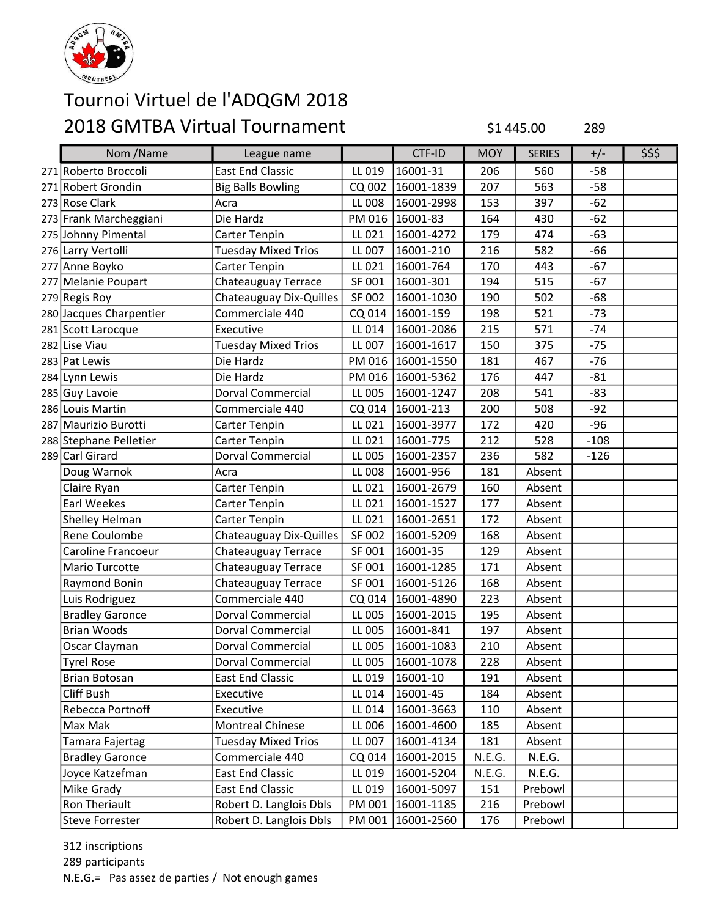# Tournoi Virtuel de l'ADQGM 2018

## 2018 GMTBA Virtual Tournament

$1 445.00 289

| | Nom /Name | League name | | CTF-ID | MOY | SERIES | +/- | $$$ |
|---|---|---|---|---|---|---|---|---|
| 271 | Roberto Broccoli | East End Classic | LL 019 | 16001-31 | 206 | 560 | -58 | |
| 271 | Robert Grondin | Big Balls Bowling | CQ 002 | 16001-1839 | 207 | 563 | -58 | |
| 273 | Rose Clark | Acra | LL 008 | 16001-2998 | 153 | 397 | -62 | |
| 273 | Frank Marcheggiani | Die Hardz | PM 016 | 16001-83 | 164 | 430 | -62 | |
| 275 | Johnny Pimental | Carter Tenpin | LL 021 | 16001-4272 | 179 | 474 | -63 | |
| 276 | Larry Vertolli | Tuesday Mixed Trios | LL 007 | 16001-210 | 216 | 582 | -66 | |
| 277 | Anne Boyko | Carter Tenpin | LL 021 | 16001-764 | 170 | 443 | -67 | |
| 277 | Melanie Poupart | Chateauguay Terrace | SF 001 | 16001-301 | 194 | 515 | -67 | |
| 279 | Regis Roy | Chateauguay Dix-Quilles | SF 002 | 16001-1030 | 190 | 502 | -68 | |
| 280 | Jacques Charpentier | Commerciale 440 | CQ 014 | 16001-159 | 198 | 521 | -73 | |
| 281 | Scott Larocque | Executive | LL 014 | 16001-2086 | 215 | 571 | -74 | |
| 282 | Lise Viau | Tuesday Mixed Trios | LL 007 | 16001-1617 | 150 | 375 | -75 | |
| 283 | Pat Lewis | Die Hardz | PM 016 | 16001-1550 | 181 | 467 | -76 | |
| 284 | Lynn Lewis | Die Hardz | PM 016 | 16001-5362 | 176 | 447 | -81 | |
| 285 | Guy Lavoie | Dorval Commercial | LL 005 | 16001-1247 | 208 | 541 | -83 | |
| 286 | Louis Martin | Commerciale 440 | CQ 014 | 16001-213 | 200 | 508 | -92 | |
| 287 | Maurizio Burotti | Carter Tenpin | LL 021 | 16001-3977 | 172 | 420 | -96 | |
| 288 | Stephane Pelletier | Carter Tenpin | LL 021 | 16001-775 | 212 | 528 | -108 | |
| 289 | Carl Girard | Dorval Commercial | LL 005 | 16001-2357 | 236 | 582 | -126 | |
| | Doug Warnok | Acra | LL 008 | 16001-956 | 181 | Absent | | |
| | Claire Ryan | Carter Tenpin | LL 021 | 16001-2679 | 160 | Absent | | |
| | Earl Weekes | Carter Tenpin | LL 021 | 16001-1527 | 177 | Absent | | |
| | Shelley Helman | Carter Tenpin | LL 021 | 16001-2651 | 172 | Absent | | |
| | Rene Coulombe | Chateauguay Dix-Quilles | SF 002 | 16001-5209 | 168 | Absent | | |
| | Caroline Francoeur | Chateauguay Terrace | SF 001 | 16001-35 | 129 | Absent | | |
| | Mario Turcotte | Chateauguay Terrace | SF 001 | 16001-1285 | 171 | Absent | | |
| | Raymond Bonin | Chateauguay Terrace | SF 001 | 16001-5126 | 168 | Absent | | |
| | Luis Rodriguez | Commerciale 440 | CQ 014 | 16001-4890 | 223 | Absent | | |
| | Bradley Garonce | Dorval Commercial | LL 005 | 16001-2015 | 195 | Absent | | |
| | Brian Woods | Dorval Commercial | LL 005 | 16001-841 | 197 | Absent | | |
| | Oscar Clayman | Dorval Commercial | LL 005 | 16001-1083 | 210 | Absent | | |
| | Tyrel Rose | Dorval Commercial | LL 005 | 16001-1078 | 228 | Absent | | |
| | Brian Botosan | East End Classic | LL 019 | 16001-10 | 191 | Absent | | |
| | Cliff Bush | Executive | LL 014 | 16001-45 | 184 | Absent | | |
| | Rebecca Portnoff | Executive | LL 014 | 16001-3663 | 110 | Absent | | |
| | Max Mak | Montreal Chinese | LL 006 | 16001-4600 | 185 | Absent | | |
| | Tamara Fajertag | Tuesday Mixed Trios | LL 007 | 16001-4134 | 181 | Absent | | |
| | Bradley Garonce | Commerciale 440 | CQ 014 | 16001-2015 | N.E.G. | N.E.G. | | |
| | Joyce Katzefman | East End Classic | LL 019 | 16001-5204 | N.E.G. | N.E.G. | | |
| | Mike Grady | East End Classic | LL 019 | 16001-5097 | 151 | Prebowl | | |
| | Ron Theriault | Robert D. Langlois Dbls | PM 001 | 16001-1185 | 216 | Prebowl | | |
| | Steve Forrester | Robert D. Langlois Dbls | PM 001 | 16001-2560 | 176 | Prebowl | | |

312 inscriptions
289 participants
N.E.G.= Pas assez de parties / Not enough games